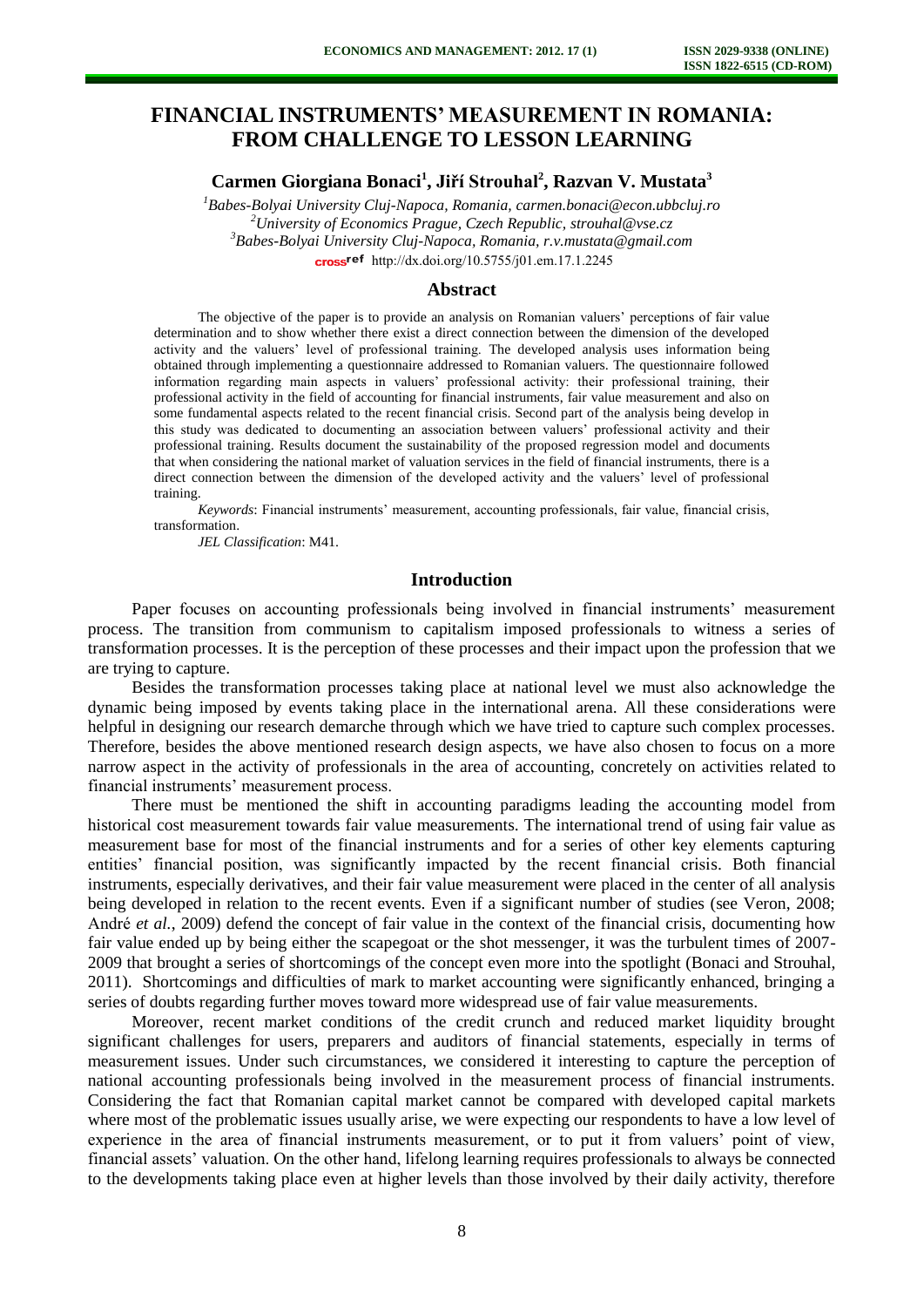# FINANCIAL INSTRUMENTS' MEASUREMENT IN ROMANIA: FROM CHALLENGE TO LESSON LEARNING

**Carmen Giorgiana Bonaci[1], Jiří Strouhal[2], Razvan V. Mustata[3]**

*[1]Babes-Bolyai University Cluj-Napoca, Romania, carmen.bonaci@econ.ubbcluj.ro*
*[2]University of Economics Prague, Czech Republic, strouhal@vse.cz*
*[3]Babes-Bolyai University Cluj-Napoca, Romania, r.v.mustata@gmail.com*
http://dx.doi.org/10.5755/j01.em.17.1.2245

## Abstract

The objective of the paper is to provide an analysis on Romanian valuers' perceptions of fair value determination and to show whether there exist a direct connection between the dimension of the developed activity and the valuers' level of professional training. The developed analysis uses information being obtained through implementing a questionnaire addressed to Romanian valuers. The questionnaire followed information regarding main aspects in valuers' professional activity: their professional training, their professional activity in the field of accounting for financial instruments, fair value measurement and also on some fundamental aspects related to the recent financial crisis. Second part of the analysis being develop in this study was dedicated to documenting an association between valuers' professional activity and their professional training. Results document the sustainability of the proposed regression model and documents that when considering the national market of valuation services in the field of financial instruments, there is a direct connection between the dimension of the developed activity and the valuers' level of professional training.

*Keywords*: Financial instruments' measurement, accounting professionals, fair value, financial crisis, transformation.

*JEL Classification*: M41.

## Introduction

Paper focuses on accounting professionals being involved in financial instruments' measurement process. The transition from communism to capitalism imposed professionals to witness a series of transformation processes. It is the perception of these processes and their impact upon the profession that we are trying to capture.

Besides the transformation processes taking place at national level we must also acknowledge the dynamic being imposed by events taking place in the international arena. All these considerations were helpful in designing our research demarche through which we have tried to capture such complex processes. Therefore, besides the above mentioned research design aspects, we have also chosen to focus on a more narrow aspect in the activity of professionals in the area of accounting, concretely on activities related to financial instruments' measurement process.

There must be mentioned the shift in accounting paradigms leading the accounting model from historical cost measurement towards fair value measurements. The international trend of using fair value as measurement base for most of the financial instruments and for a series of other key elements capturing entities' financial position, was significantly impacted by the recent financial crisis. Both financial instruments, especially derivatives, and their fair value measurement were placed in the center of all analysis being developed in relation to the recent events. Even if a significant number of studies (see Veron, 2008; André *et al.*, 2009) defend the concept of fair value in the context of the financial crisis, documenting how fair value ended up by being either the scapegoat or the shot messenger, it was the turbulent times of 2007-2009 that brought a series of shortcomings of the concept even more into the spotlight (Bonaci and Strouhal, 2011). Shortcomings and difficulties of mark to market accounting were significantly enhanced, bringing a series of doubts regarding further moves toward more widespread use of fair value measurements.

Moreover, recent market conditions of the credit crunch and reduced market liquidity brought significant challenges for users, preparers and auditors of financial statements, especially in terms of measurement issues. Under such circumstances, we considered it interesting to capture the perception of national accounting professionals being involved in the measurement process of financial instruments. Considering the fact that Romanian capital market cannot be compared with developed capital markets where most of the problematic issues usually arise, we were expecting our respondents to have a low level of experience in the area of financial instruments measurement, or to put it from valuers' point of view, financial assets' valuation. On the other hand, lifelong learning requires professionals to always be connected to the developments taking place even at higher levels than those involved by their daily activity, therefore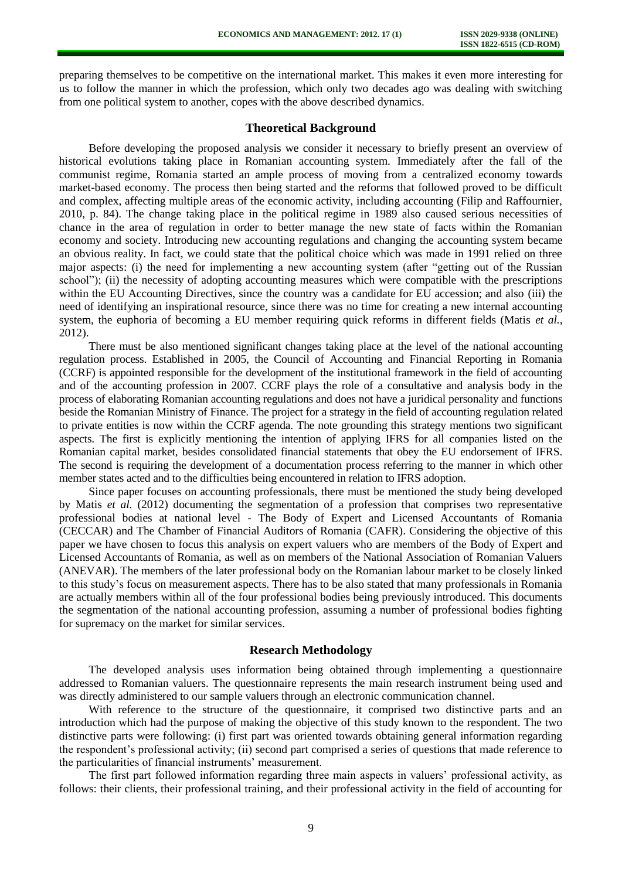preparing themselves to be competitive on the international market. This makes it even more interesting for us to follow the manner in which the profession, which only two decades ago was dealing with switching from one political system to another, copes with the above described dynamics.

## Theoretical Background

Before developing the proposed analysis we consider it necessary to briefly present an overview of historical evolutions taking place in Romanian accounting system. Immediately after the fall of the communist regime, Romania started an ample process of moving from a centralized economy towards market-based economy. The process then being started and the reforms that followed proved to be difficult and complex, affecting multiple areas of the economic activity, including accounting (Filip and Raffournier, 2010, p. 84). The change taking place in the political regime in 1989 also caused serious necessities of chance in the area of regulation in order to better manage the new state of facts within the Romanian economy and society. Introducing new accounting regulations and changing the accounting system became an obvious reality. In fact, we could state that the political choice which was made in 1991 relied on three major aspects: (i) the need for implementing a new accounting system (after "getting out of the Russian school"); (ii) the necessity of adopting accounting measures which were compatible with the prescriptions within the EU Accounting Directives, since the country was a candidate for EU accession; and also (iii) the need of identifying an inspirational resource, since there was no time for creating a new internal accounting system, the euphoria of becoming a EU member requiring quick reforms in different fields (Matis *et al.*, 2012).

There must be also mentioned significant changes taking place at the level of the national accounting regulation process. Established in 2005, the Council of Accounting and Financial Reporting in Romania (CCRF) is appointed responsible for the development of the institutional framework in the field of accounting and of the accounting profession in 2007. CCRF plays the role of a consultative and analysis body in the process of elaborating Romanian accounting regulations and does not have a juridical personality and functions beside the Romanian Ministry of Finance. The project for a strategy in the field of accounting regulation related to private entities is now within the CCRF agenda. The note grounding this strategy mentions two significant aspects. The first is explicitly mentioning the intention of applying IFRS for all companies listed on the Romanian capital market, besides consolidated financial statements that obey the EU endorsement of IFRS. The second is requiring the development of a documentation process referring to the manner in which other member states acted and to the difficulties being encountered in relation to IFRS adoption.

Since paper focuses on accounting professionals, there must be mentioned the study being developed by Matis *et al.* (2012) documenting the segmentation of a profession that comprises two representative professional bodies at national level - The Body of Expert and Licensed Accountants of Romania (CECCAR) and The Chamber of Financial Auditors of Romania (CAFR). Considering the objective of this paper we have chosen to focus this analysis on expert valuers who are members of the Body of Expert and Licensed Accountants of Romania, as well as on members of the National Association of Romanian Valuers (ANEVAR). The members of the later professional body on the Romanian labour market to be closely linked to this study's focus on measurement aspects. There has to be also stated that many professionals in Romania are actually members within all of the four professional bodies being previously introduced. This documents the segmentation of the national accounting profession, assuming a number of professional bodies fighting for supremacy on the market for similar services.

## Research Methodology

The developed analysis uses information being obtained through implementing a questionnaire addressed to Romanian valuers. The questionnaire represents the main research instrument being used and was directly administered to our sample valuers through an electronic communication channel.

With reference to the structure of the questionnaire, it comprised two distinctive parts and an introduction which had the purpose of making the objective of this study known to the respondent. The two distinctive parts were following: (i) first part was oriented towards obtaining general information regarding the respondent's professional activity; (ii) second part comprised a series of questions that made reference to the particularities of financial instruments' measurement.

The first part followed information regarding three main aspects in valuers' professional activity, as follows: their clients, their professional training, and their professional activity in the field of accounting for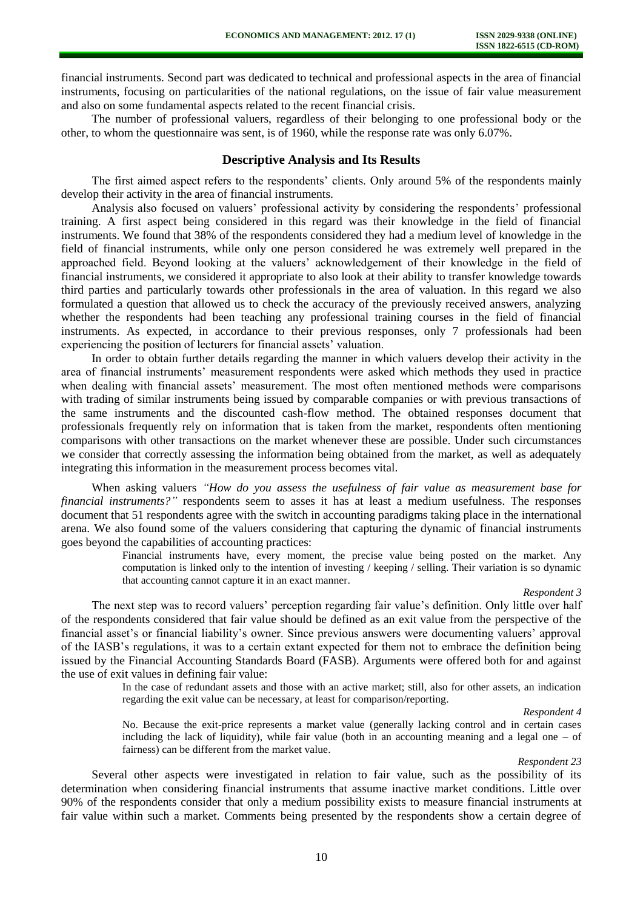financial instruments. Second part was dedicated to technical and professional aspects in the area of financial instruments, focusing on particularities of the national regulations, on the issue of fair value measurement and also on some fundamental aspects related to the recent financial crisis.

The number of professional valuers, regardless of their belonging to one professional body or the other, to whom the questionnaire was sent, is of 1960, while the response rate was only 6.07%.

## Descriptive Analysis and Its Results

The first aimed aspect refers to the respondents' clients. Only around 5% of the respondents mainly develop their activity in the area of financial instruments.

Analysis also focused on valuers' professional activity by considering the respondents' professional training. A first aspect being considered in this regard was their knowledge in the field of financial instruments. We found that 38% of the respondents considered they had a medium level of knowledge in the field of financial instruments, while only one person considered he was extremely well prepared in the approached field. Beyond looking at the valuers' acknowledgement of their knowledge in the field of financial instruments, we considered it appropriate to also look at their ability to transfer knowledge towards third parties and particularly towards other professionals in the area of valuation. In this regard we also formulated a question that allowed us to check the accuracy of the previously received answers, analyzing whether the respondents had been teaching any professional training courses in the field of financial instruments. As expected, in accordance to their previous responses, only 7 professionals had been experiencing the position of lecturers for financial assets' valuation.

In order to obtain further details regarding the manner in which valuers develop their activity in the area of financial instruments' measurement respondents were asked which methods they used in practice when dealing with financial assets' measurement. The most often mentioned methods were comparisons with trading of similar instruments being issued by comparable companies or with previous transactions of the same instruments and the discounted cash-flow method. The obtained responses document that professionals frequently rely on information that is taken from the market, respondents often mentioning comparisons with other transactions on the market whenever these are possible. Under such circumstances we consider that correctly assessing the information being obtained from the market, as well as adequately integrating this information in the measurement process becomes vital.

When asking valuers *"How do you assess the usefulness of fair value as measurement base for financial instruments?"* respondents seem to asses it has at least a medium usefulness. The responses document that 51 respondents agree with the switch in accounting paradigms taking place in the international arena. We also found some of the valuers considering that capturing the dynamic of financial instruments goes beyond the capabilities of accounting practices:

> Financial instruments have, every moment, the precise value being posted on the market. Any computation is linked only to the intention of investing / keeping / selling. Their variation is so dynamic that accounting cannot capture it in an exact manner.
>
> *Respondent 3*

The next step was to record valuers' perception regarding fair value's definition. Only little over half of the respondents considered that fair value should be defined as an exit value from the perspective of the financial asset's or financial liability's owner. Since previous answers were documenting valuers' approval of the IASB's regulations, it was to a certain extant expected for them not to embrace the definition being issued by the Financial Accounting Standards Board (FASB). Arguments were offered both for and against the use of exit values in defining fair value:

> In the case of redundant assets and those with an active market; still, also for other assets, an indication regarding the exit value can be necessary, at least for comparison/reporting.
>
> *Respondent 4*

> No. Because the exit-price represents a market value (generally lacking control and in certain cases including the lack of liquidity), while fair value (both in an accounting meaning and a legal one – of fairness) can be different from the market value.
>
> *Respondent 23*

Several other aspects were investigated in relation to fair value, such as the possibility of its determination when considering financial instruments that assume inactive market conditions. Little over 90% of the respondents consider that only a medium possibility exists to measure financial instruments at fair value within such a market. Comments being presented by the respondents show a certain degree of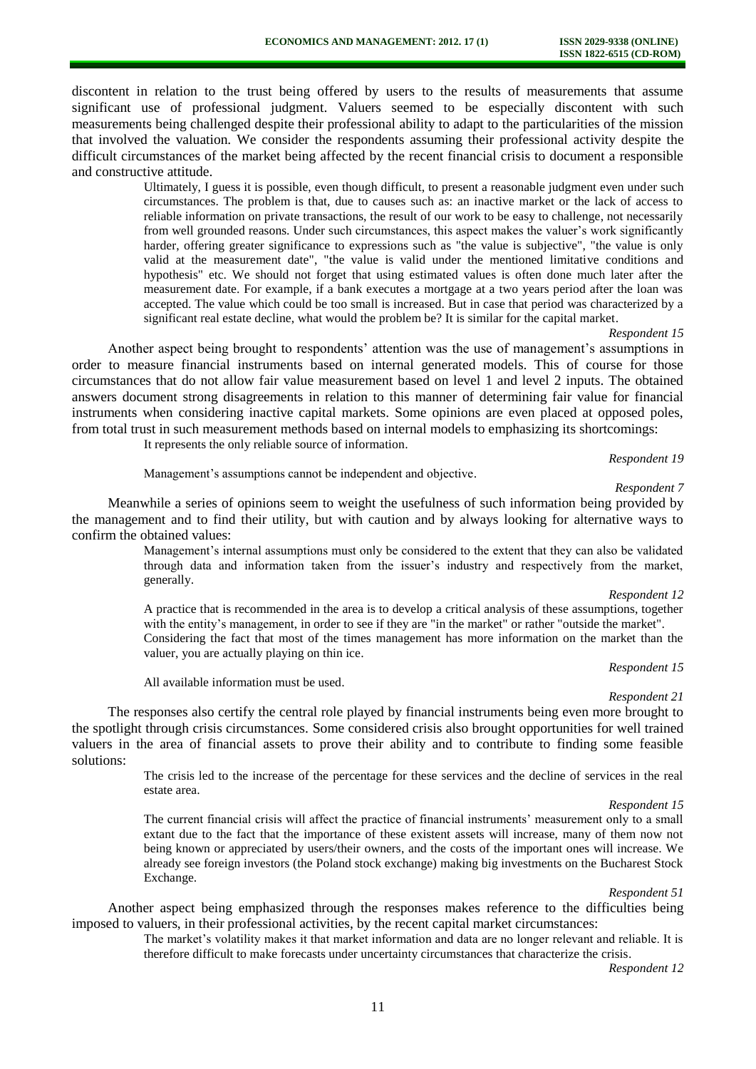discontent in relation to the trust being offered by users to the results of measurements that assume significant use of professional judgment. Valuers seemed to be especially discontent with such measurements being challenged despite their professional ability to adapt to the particularities of the mission that involved the valuation. We consider the respondents assuming their professional activity despite the difficult circumstances of the market being affected by the recent financial crisis to document a responsible and constructive attitude.

> Ultimately, I guess it is possible, even though difficult, to present a reasonable judgment even under such circumstances. The problem is that, due to causes such as: an inactive market or the lack of access to reliable information on private transactions, the result of our work to be easy to challenge, not necessarily from well grounded reasons. Under such circumstances, this aspect makes the valuer's work significantly harder, offering greater significance to expressions such as "the value is subjective", "the value is only valid at the measurement date", "the value is valid under the mentioned limitative conditions and hypothesis" etc. We should not forget that using estimated values is often done much later after the measurement date. For example, if a bank executes a mortgage at a two years period after the loan was accepted. The value which could be too small is increased. But in case that period was characterized by a significant real estate decline, what would the problem be? It is similar for the capital market.
>
> *Respondent 15*

Another aspect being brought to respondents' attention was the use of management's assumptions in order to measure financial instruments based on internal generated models. This of course for those circumstances that do not allow fair value measurement based on level 1 and level 2 inputs. The obtained answers document strong disagreements in relation to this manner of determining fair value for financial instruments when considering inactive capital markets. Some opinions are even placed at opposed poles, from total trust in such measurement methods based on internal models to emphasizing its shortcomings:

> It represents the only reliable source of information.
>
> *Respondent 19*

> Management's assumptions cannot be independent and objective.
>
> *Respondent 7*

Meanwhile a series of opinions seem to weight the usefulness of such information being provided by the management and to find their utility, but with caution and by always looking for alternative ways to confirm the obtained values:

> Management's internal assumptions must only be considered to the extent that they can also be validated through data and information taken from the issuer's industry and respectively from the market, generally.
>
> *Respondent 12*

> A practice that is recommended in the area is to develop a critical analysis of these assumptions, together with the entity's management, in order to see if they are "in the market" or rather "outside the market".
> Considering the fact that most of the times management has more information on the market than the valuer, you are actually playing on thin ice.
>
> *Respondent 15*

> All available information must be used.
>
> *Respondent 21*

The responses also certify the central role played by financial instruments being even more brought to the spotlight through crisis circumstances. Some considered crisis also brought opportunities for well trained valuers in the area of financial assets to prove their ability and to contribute to finding some feasible solutions:

> The crisis led to the increase of the percentage for these services and the decline of services in the real estate area.
>
> *Respondent 15*

> The current financial crisis will affect the practice of financial instruments' measurement only to a small extant due to the fact that the importance of these existent assets will increase, many of them now not being known or appreciated by users/their owners, and the costs of the important ones will increase. We already see foreign investors (the Poland stock exchange) making big investments on the Bucharest Stock Exchange.
>
> *Respondent 51*

Another aspect being emphasized through the responses makes reference to the difficulties being imposed to valuers, in their professional activities, by the recent capital market circumstances:

> The market's volatility makes it that market information and data are no longer relevant and reliable. It is therefore difficult to make forecasts under uncertainty circumstances that characterize the crisis.
>
> *Respondent 12*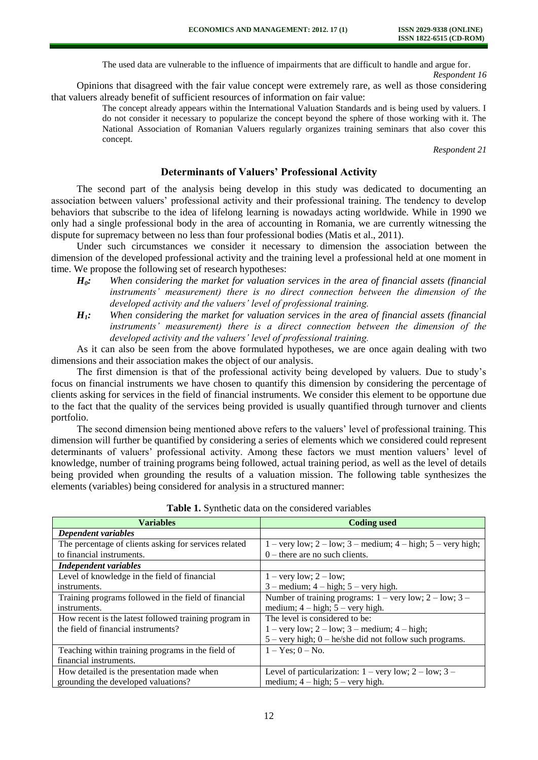> The used data are vulnerable to the influence of impairments that are difficult to handle and argue for.
>
> *Respondent 16*

Opinions that disagreed with the fair value concept were extremely rare, as well as those considering that valuers already benefit of sufficient resources of information on fair value:

> The concept already appears within the International Valuation Standards and is being used by valuers. I do not consider it necessary to popularize the concept beyond the sphere of those working with it. The National Association of Romanian Valuers regularly organizes training seminars that also cover this concept.
>
> *Respondent 21*

## Determinants of Valuers' Professional Activity

The second part of the analysis being develop in this study was dedicated to documenting an association between valuers' professional activity and their professional training. The tendency to develop behaviors that subscribe to the idea of lifelong learning is nowadays acting worldwide. While in 1990 we only had a single professional body in the area of accounting in Romania, we are currently witnessing the dispute for supremacy between no less than four professional bodies (Matis et al., 2011).

Under such circumstances we consider it necessary to dimension the association between the dimension of the developed professional activity and the training level a professional held at one moment in time. We propose the following set of research hypotheses:

- ***$H_0$:*** *When considering the market for valuation services in the area of financial assets (financial instruments' measurement) there is no direct connection between the dimension of the developed activity and the valuers' level of professional training.*
- ***$H_1$:*** *When considering the market for valuation services in the area of financial assets (financial instruments' measurement) there is a direct connection between the dimension of the developed activity and the valuers' level of professional training.*

As it can also be seen from the above formulated hypotheses, we are once again dealing with two dimensions and their association makes the object of our analysis.

The first dimension is that of the professional activity being developed by valuers. Due to study's focus on financial instruments we have chosen to quantify this dimension by considering the percentage of clients asking for services in the field of financial instruments. We consider this element to be opportune due to the fact that the quality of the services being provided is usually quantified through turnover and clients portfolio.

The second dimension being mentioned above refers to the valuers' level of professional training. This dimension will further be quantified by considering a series of elements which we considered could represent determinants of valuers' professional activity. Among these factors we must mention valuers' level of knowledge, number of training programs being followed, actual training period, as well as the level of details being provided when grounding the results of a valuation mission. The following table synthesizes the elements (variables) being considered for analysis in a structured manner:

**Table 1.** Synthetic data on the considered variables

| Variables | Coding used |
|---|---|
| ***Dependent variables*** | |
| The percentage of clients asking for services related to financial instruments. | 1 – very low; 2 – low; 3 – medium; 4 – high; 5 – very high; 0 – there are no such clients. |
| ***Independent variables*** | |
| Level of knowledge in the field of financial instruments. | 1 – very low; 2 – low; 3 – medium; 4 – high; 5 – very high. |
| Training programs followed in the field of financial instruments. | Number of training programs: 1 – very low; 2 – low; 3 – medium; 4 – high; 5 – very high. |
| How recent is the latest followed training program in the field of financial instruments? | The level is considered to be: 1 – very low; 2 – low; 3 – medium; 4 – high; 5 – very high; 0 – he/she did not follow such programs. |
| Teaching within training programs in the field of financial instruments. | 1 – Yes; 0 – No. |
| How detailed is the presentation made when grounding the developed valuations? | Level of particularization: 1 – very low; 2 – low; 3 – medium; 4 – high; 5 – very high. |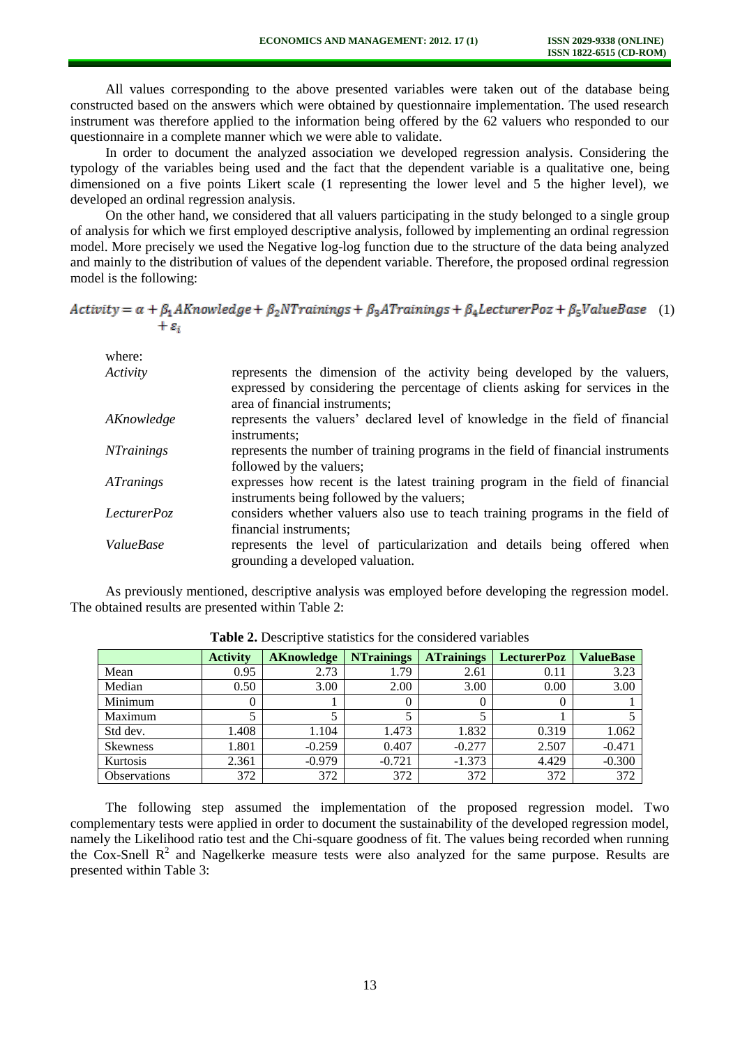All values corresponding to the above presented variables were taken out of the database being constructed based on the answers which were obtained by questionnaire implementation. The used research instrument was therefore applied to the information being offered by the 62 valuers who responded to our questionnaire in a complete manner which we were able to validate.

In order to document the analyzed association we developed regression analysis. Considering the typology of the variables being used and the fact that the dependent variable is a qualitative one, being dimensioned on a five points Likert scale (1 representing the lower level and 5 the higher level), we developed an ordinal regression analysis.

On the other hand, we considered that all valuers participating in the study belonged to a single group of analysis for which we first employed descriptive analysis, followed by implementing an ordinal regression model. More precisely we used the Negative log-log function due to the structure of the data being analyzed and mainly to the distribution of values of the dependent variable. Therefore, the proposed ordinal regression model is the following:

$$Activity = \alpha + \beta_1 AKnowledge + \beta_2 NTrainings + \beta_3 ATrainings + \beta_4 LecturerPoz + \beta_5 ValueBase + \varepsilon_i \quad (1)$$

where:

- *Activity* represents the dimension of the activity being developed by the valuers, expressed by considering the percentage of clients asking for services in the area of financial instruments;
- *AKnowledge* represents the valuers' declared level of knowledge in the field of financial instruments;
- *NTrainings* represents the number of training programs in the field of financial instruments followed by the valuers;
- *ATranings* expresses how recent is the latest training program in the field of financial instruments being followed by the valuers;
- *LecturerPoz* considers whether valuers also use to teach training programs in the field of financial instruments;
- *ValueBase* represents the level of particularization and details being offered when grounding a developed valuation.

As previously mentioned, descriptive analysis was employed before developing the regression model. The obtained results are presented within Table 2:

**Table 2.** Descriptive statistics for the considered variables

| | **Activity** | **AKnowledge** | **NTrainings** | **ATrainings** | **LecturerPoz** | **ValueBase** |
|---|---|---|---|---|---|---|
| Mean | 0.95 | 2.73 | 1.79 | 2.61 | 0.11 | 3.23 |
| Median | 0.50 | 3.00 | 2.00 | 3.00 | 0.00 | 3.00 |
| Minimum | 0 | 1 | 0 | 0 | 0 | 1 |
| Maximum | 5 | 5 | 5 | 5 | 1 | 5 |
| Std dev. | 1.408 | 1.104 | 1.473 | 1.832 | 0.319 | 1.062 |
| Skewness | 1.801 | -0.259 | 0.407 | -0.277 | 2.507 | -0.471 |
| Kurtosis | 2.361 | -0.979 | -0.721 | -1.373 | 4.429 | -0.300 |
| Observations | 372 | 372 | 372 | 372 | 372 | 372 |

The following step assumed the implementation of the proposed regression model. Two complementary tests were applied in order to document the sustainability of the developed regression model, namely the Likelihood ratio test and the Chi-square goodness of fit. The values being recorded when running the Cox-Snell $R^2$ and Nagelkerke measure tests were also analyzed for the same purpose. Results are presented within Table 3: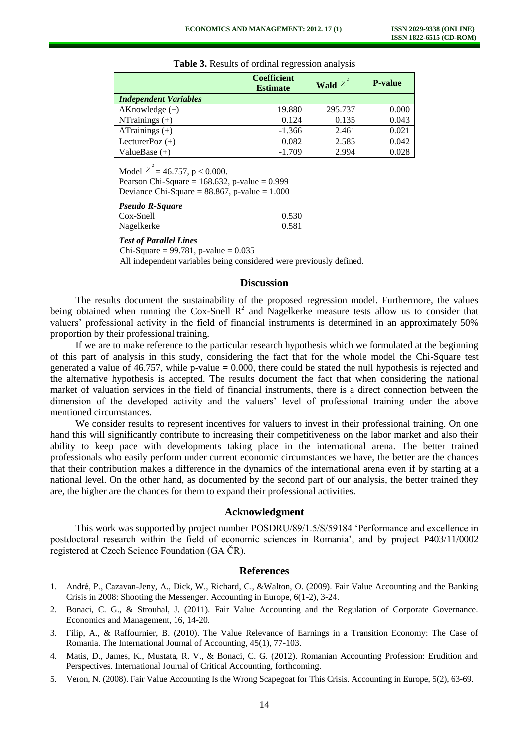**Table 3.** Results of ordinal regression analysis

| | Coefficient Estimate | Wald $\chi^2$ | P-value |
|---|---|---|---|
| ***Independent Variables*** | | | |
| AKnowledge (+) | 19.880 | 295.737 | 0.000 |
| NTrainings (+) | 0.124 | 0.135 | 0.043 |
| ATrainings (+) | -1.366 | 2.461 | 0.021 |
| LecturerPoz (+) | 0.082 | 2.585 | 0.042 |
| ValueBase (+) | -1.709 | 2.994 | 0.028 |

Model $\chi^2 = 46.757$, $p < 0.000$.
Pearson Chi-Square = 168.632, p-value = 0.999
Deviance Chi-Square = 88.867, p-value = 1.000

***Pseudo R-Square***

| | |
|---|---|
| Cox-Snell | 0.530 |
| Nagelkerke | 0.581 |

***Test of Parallel Lines***
Chi-Square = 99.781, p-value = 0.035
All independent variables being considered were previously defined.

## Discussion

The results document the sustainability of the proposed regression model. Furthermore, the values being obtained when running the Cox-Snell $R^2$ and Nagelkerke measure tests allow us to consider that valuers' professional activity in the field of financial instruments is determined in an approximately 50% proportion by their professional training.

If we are to make reference to the particular research hypothesis which we formulated at the beginning of this part of analysis in this study, considering the fact that for the whole model the Chi-Square test generated a value of 46.757, while p-value = 0.000, there could be stated the null hypothesis is rejected and the alternative hypothesis is accepted. The results document the fact that when considering the national market of valuation services in the field of financial instruments, there is a direct connection between the dimension of the developed activity and the valuers' level of professional training under the above mentioned circumstances.

We consider results to represent incentives for valuers to invest in their professional training. On one hand this will significantly contribute to increasing their competitiveness on the labor market and also their ability to keep pace with developments taking place in the international arena. The better trained professionals who easily perform under current economic circumstances we have, the better are the chances that their contribution makes a difference in the dynamics of the international arena even if by starting at a national level. On the other hand, as documented by the second part of our analysis, the better trained they are, the higher are the chances for them to expand their professional activities.

## Acknowledgment

This work was supported by project number POSDRU/89/1.5/S/59184 'Performance and excellence in postdoctoral research within the field of economic sciences in Romania', and by project P403/11/0002 registered at Czech Science Foundation (GA ČR).

## References

1. André, P., Cazavan-Jeny, A., Dick, W., Richard, C., &Walton, O. (2009). Fair Value Accounting and the Banking Crisis in 2008: Shooting the Messenger. Accounting in Europe, 6(1-2), 3-24.
2. Bonaci, C. G., & Strouhal, J. (2011). Fair Value Accounting and the Regulation of Corporate Governance. Economics and Management, 16, 14-20.
3. Filip, A., & Raffournier, B. (2010). The Value Relevance of Earnings in a Transition Economy: The Case of Romania. The International Journal of Accounting, 45(1), 77-103.
4. Matis, D., James, K., Mustata, R. V., & Bonaci, C. G. (2012). Romanian Accounting Profession: Erudition and Perspectives. International Journal of Critical Accounting, forthcoming.
5. Veron, N. (2008). Fair Value Accounting Is the Wrong Scapegoat for This Crisis. Accounting in Europe, 5(2), 63-69.